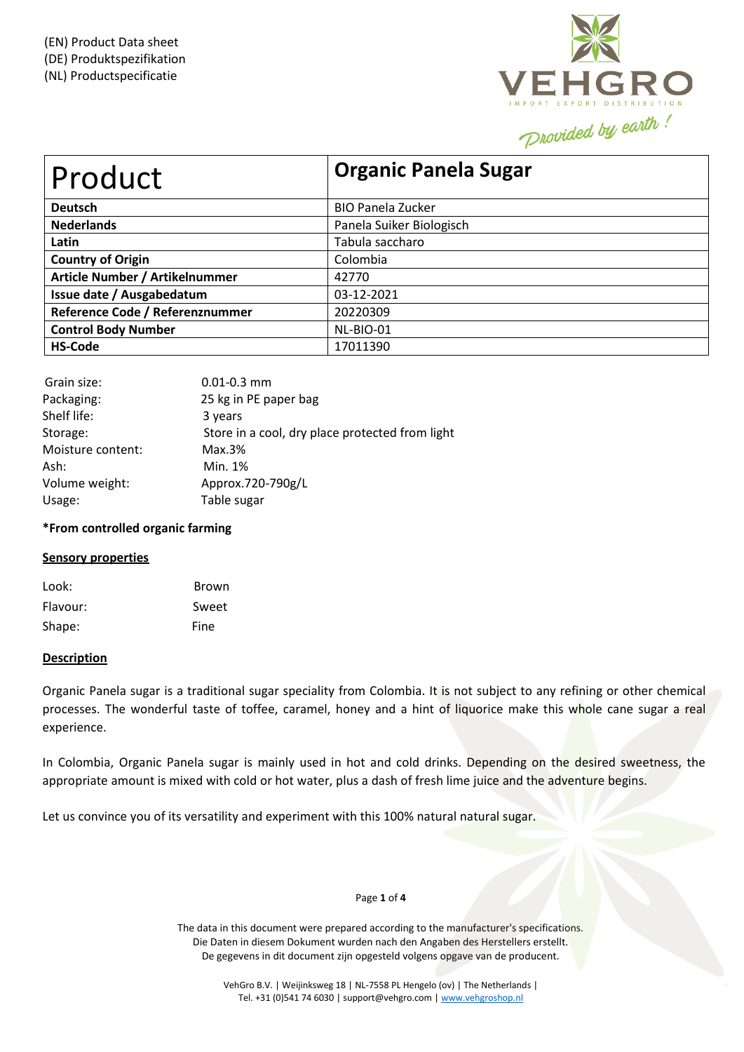(EN) Product Data sheet
(DE) Produktspezifikation
(NL) Productspecificatie

| Product | Organic Panela Sugar |
|---|---|
| **Deutsch** | BIO Panela Zucker |
| **Nederlands** | Panela Suiker Biologisch |
| **Latin** | Tabula saccharo |
| **Country of Origin** | Colombia |
| **Article Number / Artikelnummer** | 42770 |
| **Issue date / Ausgabedatum** | 03-12-2021 |
| **Reference Code / Referenznummer** | 20220309 |
| **Control Body Number** | NL-BIO-01 |
| **HS-Code** | 17011390 |

| | |
|---|---|
| Grain size: | 0.01-0.3 mm |
| Packaging: | 25 kg in PE paper bag |
| Shelf life: | 3 years |
| Storage: | Store in a cool, dry place protected from light |
| Moisture content: | Max.3% |
| Ash: | Min. 1% |
| Volume weight: | Approx.720-790g/L |
| Usage: | Table sugar |

**\*From controlled organic farming**

## Sensory properties

| | |
|---|---|
| Look: | Brown |
| Flavour: | Sweet |
| Shape: | Fine |

## Description

Organic Panela sugar is a traditional sugar speciality from Colombia. It is not subject to any refining or other chemical processes. The wonderful taste of toffee, caramel, honey and a hint of liquorice make this whole cane sugar a real experience.

In Colombia, Organic Panela sugar is mainly used in hot and cold drinks. Depending on the desired sweetness, the appropriate amount is mixed with cold or hot water, plus a dash of fresh lime juice and the adventure begins.

Let us convince you of its versatility and experiment with this 100% natural natural sugar.

The data in this document were prepared according to the manufacturer's specifications.
Die Daten in diesem Dokument wurden nach den Angaben des Herstellers erstellt.
De gegevens in dit document zijn opgesteld volgens opgave van de producent.

VehGro B.V. | Weijinksweg 18 | NL-7558 PL Hengelo (ov) | The Netherlands |
Tel. +31 (0)541 74 6030 | support@vehgro.com | www.vehgroshop.nl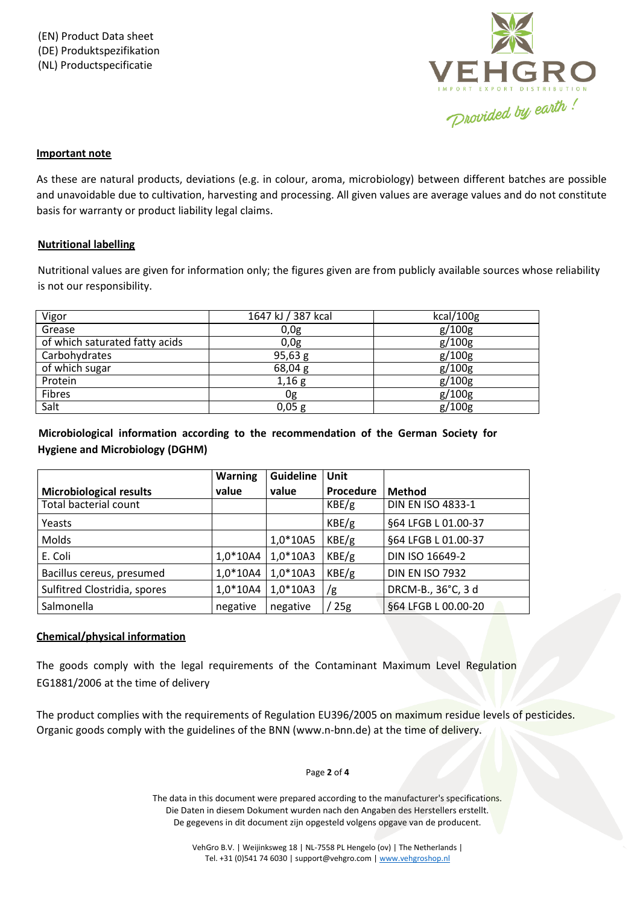(EN) Product Data sheet
(DE) Produktspezifikation
(NL) Productspecificatie

VEHGRO
IMPORT EXPORT DISTRIBUTION
Provided by earth !

## Important note

As these are natural products, deviations (e.g. in colour, aroma, microbiology) between different batches are possible and unavoidable due to cultivation, harvesting and processing. All given values are average values and do not constitute basis for warranty or product liability legal claims.

## Nutritional labelling

Nutritional values are given for information only; the figures given are from publicly available sources whose reliability is not our responsibility.

| Vigor | 1647 kJ / 387 kcal | kcal/100g |
|---|---|---|
| Grease | 0,0g | g/100g |
| of which saturated fatty acids | 0,0g | g/100g |
| Carbohydrates | 95,63 g | g/100g |
| of which sugar | 68,04 g | g/100g |
| Protein | 1,16 g | g/100g |
| Fibres | 0g | g/100g |
| Salt | 0,05 g | g/100g |

**Microbiological information according to the recommendation of the German Society for Hygiene and Microbiology (DGHM)**

| Microbiological results | Warning value | Guideline value | Unit Procedure | Method |
|---|---|---|---|---|
| Total bacterial count | | | KBE/g | DIN EN ISO 4833-1 |
| Yeasts | | | KBE/g | §64 LFGB L 01.00-37 |
| Molds | | 1,0*10A5 | KBE/g | §64 LFGB L 01.00-37 |
| E. Coli | 1,0*10A4 | 1,0*10A3 | KBE/g | DIN ISO 16649-2 |
| Bacillus cereus, presumed | 1,0*10A4 | 1,0*10A3 | KBE/g | DIN EN ISO 7932 |
| Sulfitred Clostridia, spores | 1,0*10A4 | 1,0*10A3 | /g | DRCM-B., 36°C, 3 d |
| Salmonella | negative | negative | / 25g | §64 LFGB L 00.00-20 |

## Chemical/physical information

The goods comply with the legal requirements of the Contaminant Maximum Level Regulation EG1881/2006 at the time of delivery

The product complies with the requirements of Regulation EU396/2005 on maximum residue levels of pesticides. Organic goods comply with the guidelines of the BNN (www.n-bnn.de) at the time of delivery.

The data in this document were prepared according to the manufacturer's specifications.
Die Daten in diesem Dokument wurden nach den Angaben des Herstellers erstellt.
De gegevens in dit document zijn opgesteld volgens opgave van de producent.

VehGro B.V. | Weijinksweg 18 | NL-7558 PL Hengelo (ov) | The Netherlands |
Tel. +31 (0)541 74 6030 | support@vehgro.com | www.vehgroshop.nl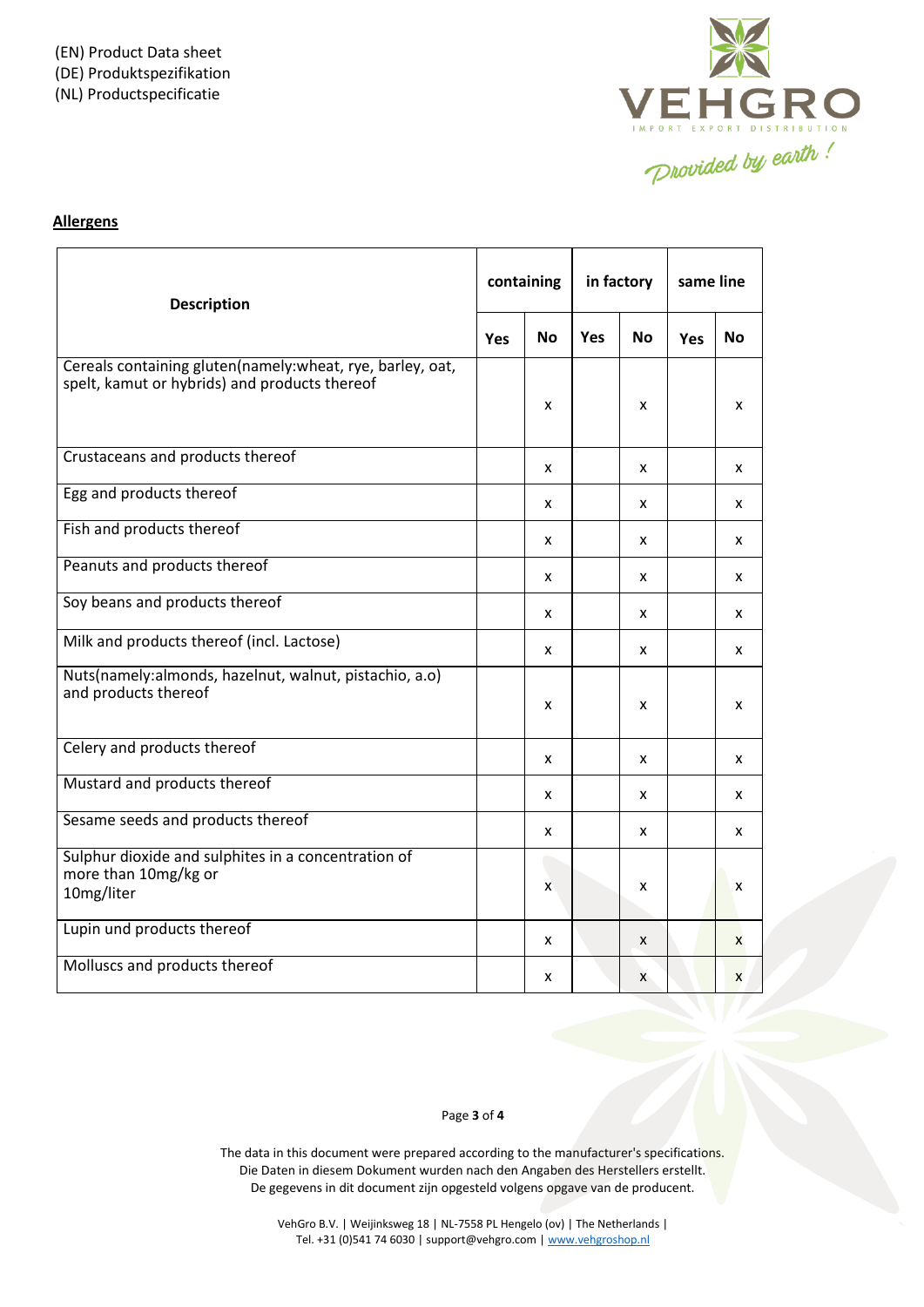(EN) Product Data sheet
(DE) Produktspezifikation
(NL) Productspecificatie

## Allergens

| Description | containing | | in factory | | same line | |
|---|---|---|---|---|---|---|
| | Yes | No | Yes | No | Yes | No |
| Cereals containing gluten(namely:wheat, rye, barley, oat, spelt, kamut or hybrids) and products thereof | | x | | x | | x |
| Crustaceans and products thereof | | x | | x | | x |
| Egg and products thereof | | x | | x | | x |
| Fish and products thereof | | x | | x | | x |
| Peanuts and products thereof | | x | | x | | x |
| Soy beans and products thereof | | x | | x | | x |
| Milk and products thereof (incl. Lactose) | | x | | x | | x |
| Nuts(namely:almonds, hazelnut, walnut, pistachio, a.o) and products thereof | | x | | x | | x |
| Celery and products thereof | | x | | x | | x |
| Mustard and products thereof | | x | | x | | x |
| Sesame seeds and products thereof | | x | | x | | x |
| Sulphur dioxide and sulphites in a concentration of more than 10mg/kg or 10mg/liter | | x | | x | | x |
| Lupin und products thereof | | x | | x | | x |
| Molluscs and products thereof | | x | | x | | x |

The data in this document were prepared according to the manufacturer's specifications.
Die Daten in diesem Dokument wurden nach den Angaben des Herstellers erstellt.
De gegevens in dit document zijn opgesteld volgens opgave van de producent.

VehGro B.V. | Weijinksweg 18 | NL-7558 PL Hengelo (ov) | The Netherlands |
Tel. +31 (0)541 74 6030 | support@vehgro.com | www.vehgroshop.nl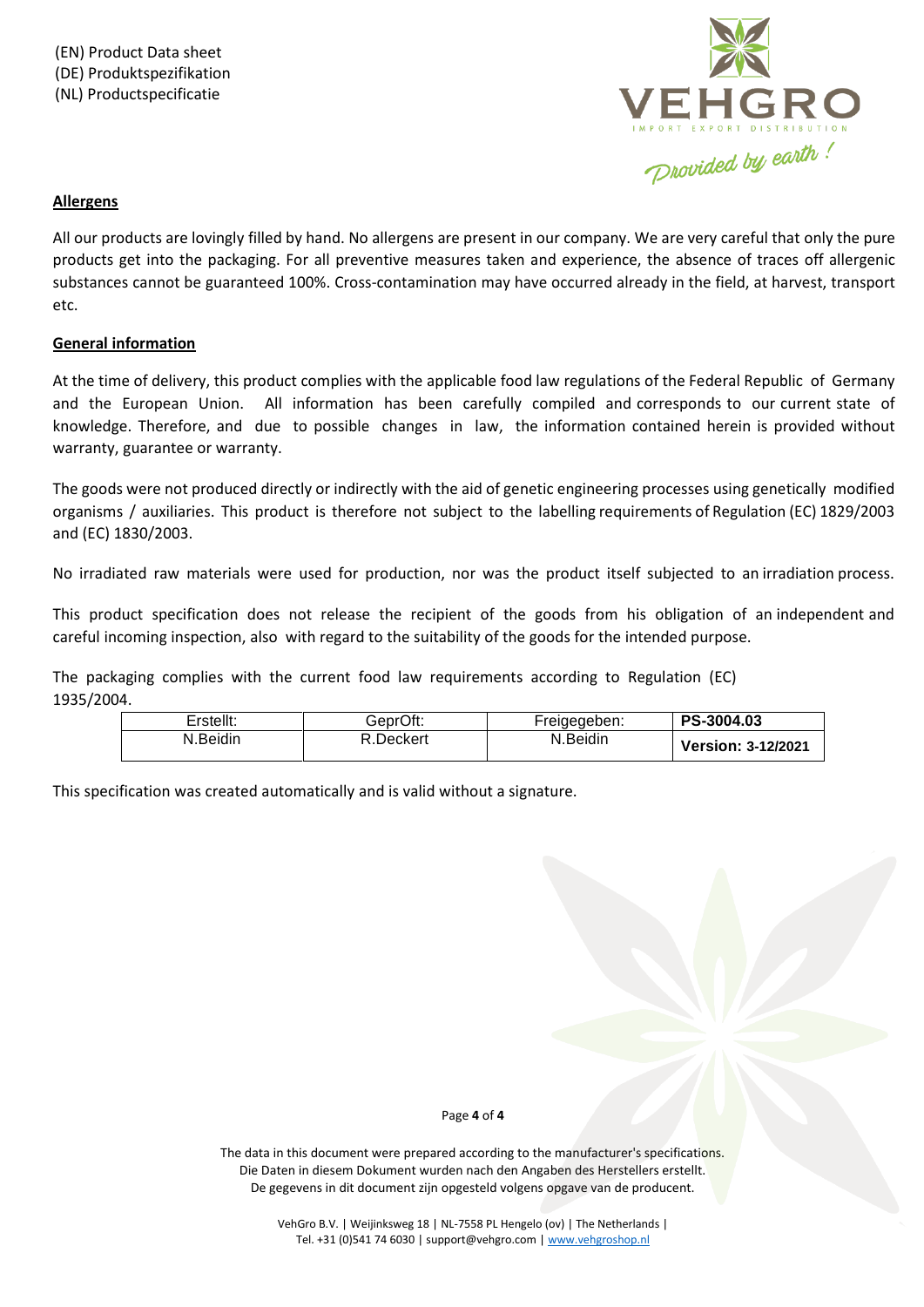(EN) Product Data sheet
(DE) Produktspezifikation
(NL) Productspecificatie

VEHGRO
IMPORT EXPORT DISTRIBUTION
Provided by earth !

## Allergens

All our products are lovingly filled by hand. No allergens are present in our company. We are very careful that only the pure products get into the packaging. For all preventive measures taken and experience, the absence of traces off allergenic substances cannot be guaranteed 100%. Cross-contamination may have occurred already in the field, at harvest, transport etc.

## General information

At the time of delivery, this product complies with the applicable food law regulations of the Federal Republic of Germany and the European Union. All information has been carefully compiled and corresponds to our current state of knowledge. Therefore, and due to possible changes in law, the information contained herein is provided without warranty, guarantee or warranty.

The goods were not produced directly or indirectly with the aid of genetic engineering processes using genetically modified organisms / auxiliaries. This product is therefore not subject to the labelling requirements of Regulation (EC) 1829/2003 and (EC) 1830/2003.

No irradiated raw materials were used for production, nor was the product itself subjected to an irradiation process.

This product specification does not release the recipient of the goods from his obligation of an independent and careful incoming inspection, also with regard to the suitability of the goods for the intended purpose.

The packaging complies with the current food law requirements according to Regulation (EC) 1935/2004.

| Erstellt: | GeprOft: | Freigegeben: | **PS-3004.03** |
|---|---|---|---|
| N.Beidin | R.Deckert | N.Beidin | **Version: 3-12/2021** |

This specification was created automatically and is valid without a signature.

The data in this document were prepared according to the manufacturer's specifications.
Die Daten in diesem Dokument wurden nach den Angaben des Herstellers erstellt.
De gegevens in dit document zijn opgesteld volgens opgave van de producent.

VehGro B.V. | Weijinksweg 18 | NL-7558 PL Hengelo (ov) | The Netherlands |
Tel. +31 (0)541 74 6030 | support@vehgro.com | www.vehgroshop.nl